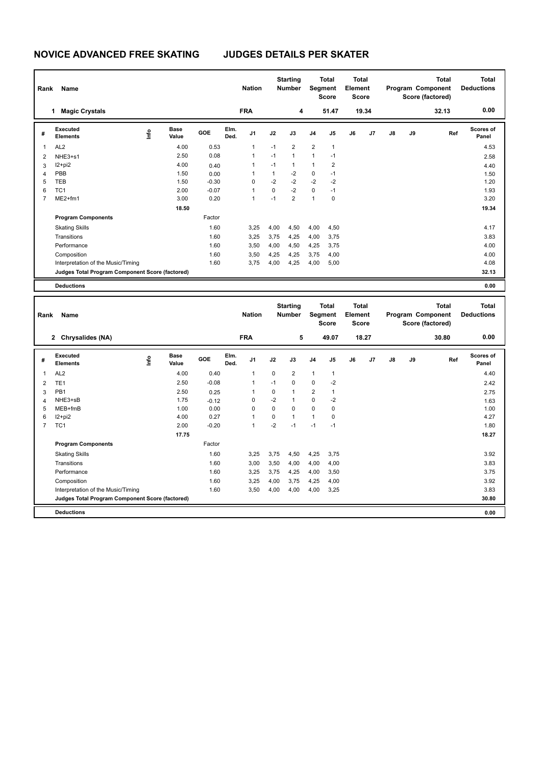# NOVICE ADVANCED FREE SKATING JUDGES DETAILS PER SKATER

| Rank | Name | Nation | Starting Number | Total Segment Score | Total Element Score | Total Program Component Score (factored) | Total Deductions |
|---|---|---|---|---|---|---|---|
| 1 | Magic Crystals | FRA | 4 | 51.47 | 19.34 | 32.13 | 0.00 |

| # | Executed Elements | Info | Base Value | GOE | Elm. Ded. | J1 | J2 | J3 | J4 | J5 | J6 | J7 | J8 | J9 | Ref | Scores of Panel |
|---|---|---|---|---|---|---|---|---|---|---|---|---|---|---|---|---|
| 1 | AL2 | | 4.00 | 0.53 | | 1 | -1 | 2 | 2 | 1 | | | | | | 4.53 |
| 2 | NHE3+s1 | | 2.50 | 0.08 | | 1 | -1 | 1 | 1 | -1 | | | | | | 2.58 |
| 3 | I2+pi2 | | 4.00 | 0.40 | | 1 | -1 | 1 | 1 | 2 | | | | | | 4.40 |
| 4 | PBB | | 1.50 | 0.00 | | 1 | 1 | -2 | 0 | -1 | | | | | | 1.50 |
| 5 | TEB | | 1.50 | -0.30 | | 0 | -2 | -2 | -2 | -2 | | | | | | 1.20 |
| 6 | TC1 | | 2.00 | -0.07 | | 1 | 0 | -2 | 0 | -1 | | | | | | 1.93 |
| 7 | ME2+fm1 | | 3.00 | 0.20 | | 1 | -1 | 2 | 1 | 0 | | | | | | 3.20 |
| | | | 18.50 | | | | | | | | | | | | | 19.34 |
| | **Program Components** | | | Factor | | | | | | | | | | | | |
| | Skating Skills | | | 1.60 | | 3,25 | 4,00 | 4,50 | 4,00 | 4,50 | | | | | | 4.17 |
| | Transitions | | | 1.60 | | 3,25 | 3,75 | 4,25 | 4,00 | 3,75 | | | | | | 3.83 |
| | Performance | | | 1.60 | | 3,50 | 4,00 | 4,50 | 4,25 | 3,75 | | | | | | 4.00 |
| | Composition | | | 1.60 | | 3,50 | 4,25 | 4,25 | 3,75 | 4,00 | | | | | | 4.00 |
| | Interpretation of the Music/Timing | | | 1.60 | | 3,75 | 4,00 | 4,25 | 4,00 | 5,00 | | | | | | 4.08 |
| | **Judges Total Program Component Score (factored)** | | | | | | | | | | | | | | | 32.13 |
| | **Deductions** | | | | | | | | | | | | | | | 0.00 |

| Rank | Name | Nation | Starting Number | Total Segment Score | Total Element Score | Total Program Component Score (factored) | Total Deductions |
|---|---|---|---|---|---|---|---|
| 2 | Chrysalides (NA) | FRA | 5 | 49.07 | 18.27 | 30.80 | 0.00 |

| # | Executed Elements | Info | Base Value | GOE | Elm. Ded. | J1 | J2 | J3 | J4 | J5 | J6 | J7 | J8 | J9 | Ref | Scores of Panel |
|---|---|---|---|---|---|---|---|---|---|---|---|---|---|---|---|---|
| 1 | AL2 | | 4.00 | 0.40 | | 1 | 0 | 2 | 1 | 1 | | | | | | 4.40 |
| 2 | TE1 | | 2.50 | -0.08 | | 1 | -1 | 0 | 0 | -2 | | | | | | 2.42 |
| 3 | PB1 | | 2.50 | 0.25 | | 1 | 0 | 1 | 2 | 1 | | | | | | 2.75 |
| 4 | NHE3+sB | | 1.75 | -0.12 | | 0 | -2 | 1 | 0 | -2 | | | | | | 1.63 |
| 5 | MEB+fmB | | 1.00 | 0.00 | | 0 | 0 | 0 | 0 | 0 | | | | | | 1.00 |
| 6 | I2+pi2 | | 4.00 | 0.27 | | 1 | 0 | 1 | 1 | 0 | | | | | | 4.27 |
| 7 | TC1 | | 2.00 | -0.20 | | 1 | -2 | -1 | -1 | -1 | | | | | | 1.80 |
| | | | 17.75 | | | | | | | | | | | | | 18.27 |
| | **Program Components** | | | Factor | | | | | | | | | | | | |
| | Skating Skills | | | 1.60 | | 3,25 | 3,75 | 4,50 | 4,25 | 3,75 | | | | | | 3.92 |
| | Transitions | | | 1.60 | | 3,00 | 3,50 | 4,00 | 4,00 | 4,00 | | | | | | 3.83 |
| | Performance | | | 1.60 | | 3,25 | 3,75 | 4,25 | 4,00 | 3,50 | | | | | | 3.75 |
| | Composition | | | 1.60 | | 3,25 | 4,00 | 3,75 | 4,25 | 4,00 | | | | | | 3.92 |
| | Interpretation of the Music/Timing | | | 1.60 | | 3,50 | 4,00 | 4,00 | 4,00 | 3,25 | | | | | | 3.83 |
| | **Judges Total Program Component Score (factored)** | | | | | | | | | | | | | | | 30.80 |
| | **Deductions** | | | | | | | | | | | | | | | 0.00 |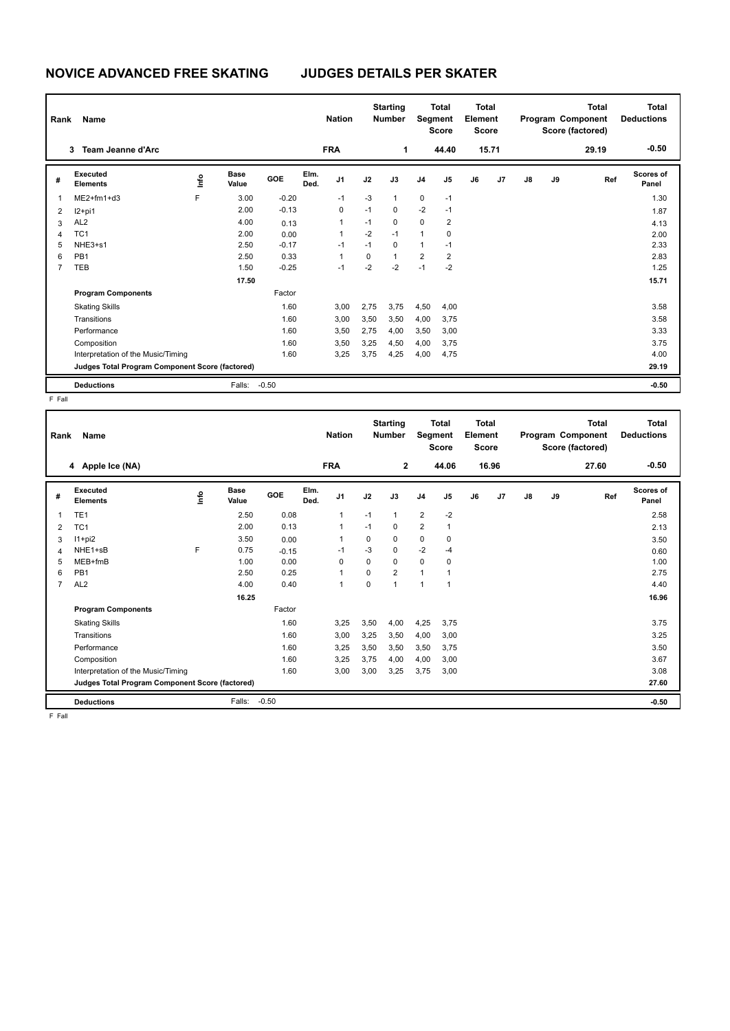# NOVICE ADVANCED FREE SKATING JUDGES DETAILS PER SKATER

| Rank | Name | Nation | Starting Number | Total Segment Score | Total Element Score | Total Program Component Score (factored) | Total Deductions |
|---|---|---|---|---|---|---|---|
| 3 | Team Jeanne d'Arc | FRA | 1 | 44.40 | 15.71 | 29.19 | -0.50 |

| # | Executed Elements | Info | Base Value | GOE | Elm. Ded. | J1 | J2 | J3 | J4 | J5 | J6 | J7 | J8 | J9 | Ref | Scores of Panel |
|---|---|---|---|---|---|---|---|---|---|---|---|---|---|---|---|---|
| 1 | ME2+fm1+d3 | F | 3.00 | -0.20 | | -1 | -3 | 1 | 0 | -1 | | | | | | 1.30 |
| 2 | I2+pi1 | | 2.00 | -0.13 | | 0 | -1 | 0 | -2 | -1 | | | | | | 1.87 |
| 3 | AL2 | | 4.00 | 0.13 | | 1 | -1 | 0 | 0 | 2 | | | | | | 4.13 |
| 4 | TC1 | | 2.00 | 0.00 | | 1 | -2 | -1 | 1 | 0 | | | | | | 2.00 |
| 5 | NHE3+s1 | | 2.50 | -0.17 | | -1 | -1 | 0 | 1 | -1 | | | | | | 2.33 |
| 6 | PB1 | | 2.50 | 0.33 | | 1 | 0 | 1 | 2 | 2 | | | | | | 2.83 |
| 7 | TEB | | 1.50 | -0.25 | | -1 | -2 | -2 | -1 | -2 | | | | | | 1.25 |
| | | | 17.50 | | | | | | | | | | | | | 15.71 |
| | **Program Components** | | | Factor | | | | | | | | | | | | |
| | Skating Skills | | | 1.60 | | 3,00 | 2,75 | 3,75 | 4,50 | 4,00 | | | | | | 3.58 |
| | Transitions | | | 1.60 | | 3,00 | 3,50 | 3,50 | 4,00 | 3,75 | | | | | | 3.58 |
| | Performance | | | 1.60 | | 3,50 | 2,75 | 4,00 | 3,50 | 3,00 | | | | | | 3.33 |
| | Composition | | | 1.60 | | 3,50 | 3,25 | 4,50 | 4,00 | 3,75 | | | | | | 3.75 |
| | Interpretation of the Music/Timing | | | 1.60 | | 3,25 | 3,75 | 4,25 | 4,00 | 4,75 | | | | | | 4.00 |
| | **Judges Total Program Component Score (factored)** | | | | | | | | | | | | | | | 29.19 |
| | **Deductions** | | Falls: | -0.50 | | | | | | | | | | | | -0.50 |

F Fall

| Rank | Name | Nation | Starting Number | Total Segment Score | Total Element Score | Total Program Component Score (factored) | Total Deductions |
|---|---|---|---|---|---|---|---|
| 4 | Apple Ice (NA) | FRA | 2 | 44.06 | 16.96 | 27.60 | -0.50 |

| # | Executed Elements | Info | Base Value | GOE | Elm. Ded. | J1 | J2 | J3 | J4 | J5 | J6 | J7 | J8 | J9 | Ref | Scores of Panel |
|---|---|---|---|---|---|---|---|---|---|---|---|---|---|---|---|---|
| 1 | TE1 | | 2.50 | 0.08 | | 1 | -1 | 1 | 2 | -2 | | | | | | 2.58 |
| 2 | TC1 | | 2.00 | 0.13 | | 1 | -1 | 0 | 2 | 1 | | | | | | 2.13 |
| 3 | I1+pi2 | | 3.50 | 0.00 | | 1 | 0 | 0 | 0 | 0 | | | | | | 3.50 |
| 4 | NHE1+sB | F | 0.75 | -0.15 | | -1 | -3 | 0 | -2 | -4 | | | | | | 0.60 |
| 5 | MEB+fmB | | 1.00 | 0.00 | | 0 | 0 | 0 | 0 | 0 | | | | | | 1.00 |
| 6 | PB1 | | 2.50 | 0.25 | | 1 | 0 | 2 | 1 | 1 | | | | | | 2.75 |
| 7 | AL2 | | 4.00 | 0.40 | | 1 | 0 | 1 | 1 | 1 | | | | | | 4.40 |
| | | | 16.25 | | | | | | | | | | | | | 16.96 |
| | **Program Components** | | | Factor | | | | | | | | | | | | |
| | Skating Skills | | | 1.60 | | 3,25 | 3,50 | 4,00 | 4,25 | 3,75 | | | | | | 3.75 |
| | Transitions | | | 1.60 | | 3,00 | 3,25 | 3,50 | 4,00 | 3,00 | | | | | | 3.25 |
| | Performance | | | 1.60 | | 3,25 | 3,50 | 3,50 | 3,50 | 3,75 | | | | | | 3.50 |
| | Composition | | | 1.60 | | 3,25 | 3,75 | 4,00 | 4,00 | 3,00 | | | | | | 3.67 |
| | Interpretation of the Music/Timing | | | 1.60 | | 3,00 | 3,00 | 3,25 | 3,75 | 3,00 | | | | | | 3.08 |
| | **Judges Total Program Component Score (factored)** | | | | | | | | | | | | | | | 27.60 |
| | **Deductions** | | Falls: | -0.50 | | | | | | | | | | | | -0.50 |

F Fall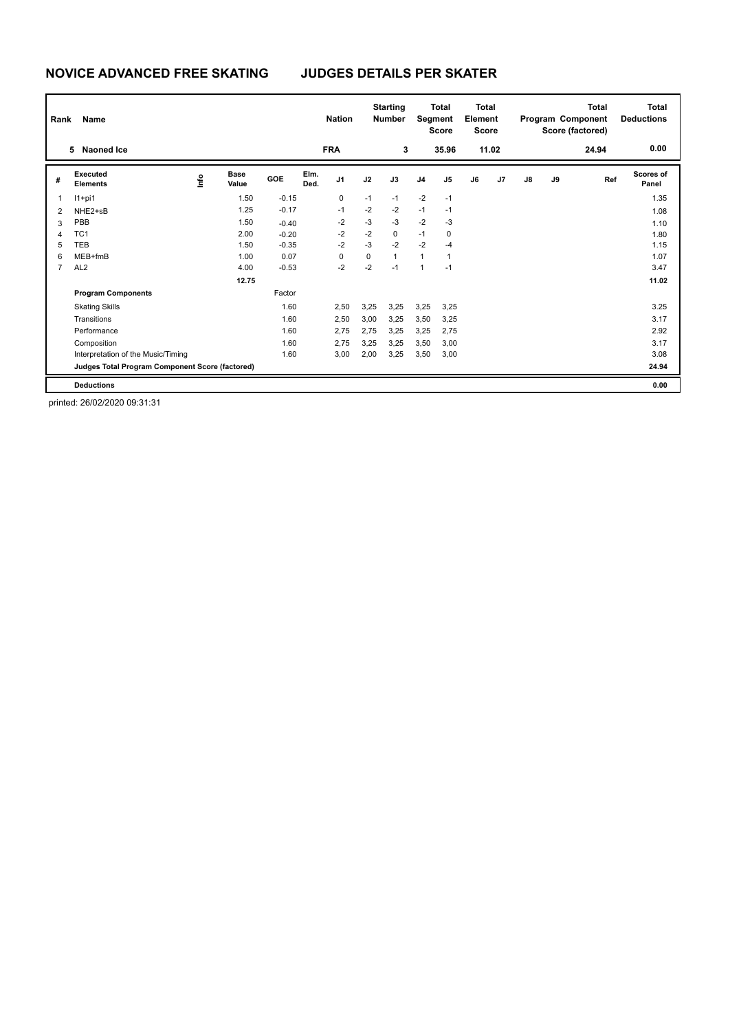# NOVICE ADVANCED FREE SKATING JUDGES DETAILS PER SKATER

| Rank | Name | Nation | Starting Number | Total Segment Score | Total Element Score | Total Program Component Score (factored) | Total Deductions |
|---|---|---|---|---|---|---|---|
| 5 | Naoned Ice | FRA | 3 | 35.96 | 11.02 | 24.94 | 0.00 |

| # | Executed Elements | Info | Base Value | GOE | Elm. Ded. | J1 | J2 | J3 | J4 | J5 | J6 | J7 | J8 | J9 | Ref | Scores of Panel |
|---|---|---|---|---|---|---|---|---|---|---|---|---|---|---|---|---|
| 1 | I1+pi1 | | 1.50 | -0.15 | | 0 | -1 | -1 | -2 | -1 | | | | | | 1.35 |
| 2 | NHE2+sB | | 1.25 | -0.17 | | -1 | -2 | -2 | -1 | -1 | | | | | | 1.08 |
| 3 | PBB | | 1.50 | -0.40 | | -2 | -3 | -3 | -2 | -3 | | | | | | 1.10 |
| 4 | TC1 | | 2.00 | -0.20 | | -2 | -2 | 0 | -1 | 0 | | | | | | 1.80 |
| 5 | TEB | | 1.50 | -0.35 | | -2 | -3 | -2 | -2 | -4 | | | | | | 1.15 |
| 6 | MEB+fmB | | 1.00 | 0.07 | | 0 | 0 | 1 | 1 | 1 | | | | | | 1.07 |
| 7 | AL2 | | 4.00 | -0.53 | | -2 | -2 | -1 | 1 | -1 | | | | | | 3.47 |
| | | | 12.75 | | | | | | | | | | | | | 11.02 |
| | **Program Components** | | | Factor | | | | | | | | | | | | |
| | Skating Skills | | | 1.60 | | 2,50 | 3,25 | 3,25 | 3,25 | 3,25 | | | | | | 3.25 |
| | Transitions | | | 1.60 | | 2,50 | 3,00 | 3,25 | 3,50 | 3,25 | | | | | | 3.17 |
| | Performance | | | 1.60 | | 2,75 | 2,75 | 3,25 | 3,25 | 2,75 | | | | | | 2.92 |
| | Composition | | | 1.60 | | 2,75 | 3,25 | 3,25 | 3,50 | 3,00 | | | | | | 3.17 |
| | Interpretation of the Music/Timing | | | 1.60 | | 3,00 | 2,00 | 3,25 | 3,50 | 3,00 | | | | | | 3.08 |
| | **Judges Total Program Component Score (factored)** | | | | | | | | | | | | | | | 24.94 |
| | **Deductions** | | | | | | | | | | | | | | | 0.00 |

printed: 26/02/2020 09:31:31